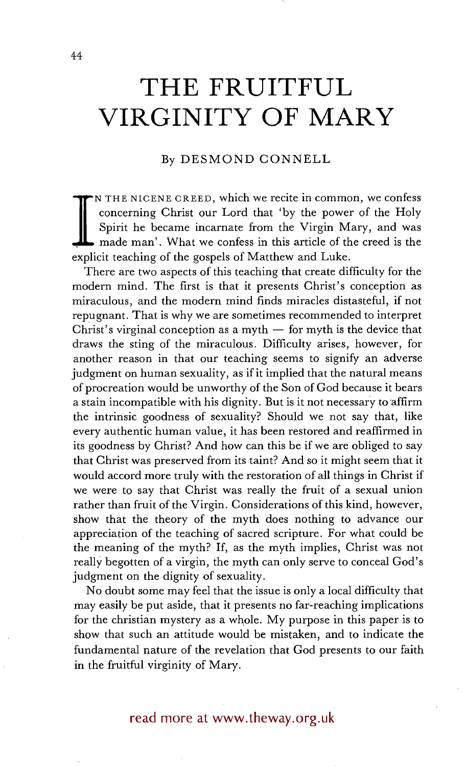# THE FRUITFUL VIRGINITY OF MARY

By DESMOND CONNELL

IN THE NICENE CREED, which we recite in common, we confess concerning Christ our Lord that 'by the power of the Holy Spirit he became incarnate from the Virgin Mary, and was made man'. What we confess in this article of the creed is the explicit teaching of the gospels of Matthew and Luke.

There are two aspects of this teaching that create difficulty for the modern mind. The first is that it presents Christ's conception as miraculous, and the modern mind finds miracles distasteful, if not repugnant. That is why we are sometimes recommended to interpret Christ's virginal conception as a myth — for myth is the device that draws the sting of the miraculous. Difficulty arises, however, for another reason in that our teaching seems to signify an adverse judgment on human sexuality, as if it implied that the natural means of procreation would be unworthy of the Son of God because it bears a stain incompatible with his dignity. But is it not necessary to affirm the intrinsic goodness of sexuality? Should we not say that, like every authentic human value, it has been restored and reaffirmed in its goodness by Christ? And how can this be if we are obliged to say that Christ was preserved from its taint? And so it might seem that it would accord more truly with the restoration of all things in Christ if we were to say that Christ was really the fruit of a sexual union rather than fruit of the Virgin. Considerations of this kind, however, show that the theory of the myth does nothing to advance our appreciation of the teaching of sacred scripture. For what could be the meaning of the myth? If, as the myth implies, Christ was not really begotten of a virgin, the myth can only serve to conceal God's judgment on the dignity of sexuality.

No doubt some may feel that the issue is only a local difficulty that may easily be put aside, that it presents no far-reaching implications for the christian mystery as a whole. My purpose in this paper is to show that such an attitude would be mistaken, and to indicate the fundamental nature of the revelation that God presents to our faith in the fruitful virginity of Mary.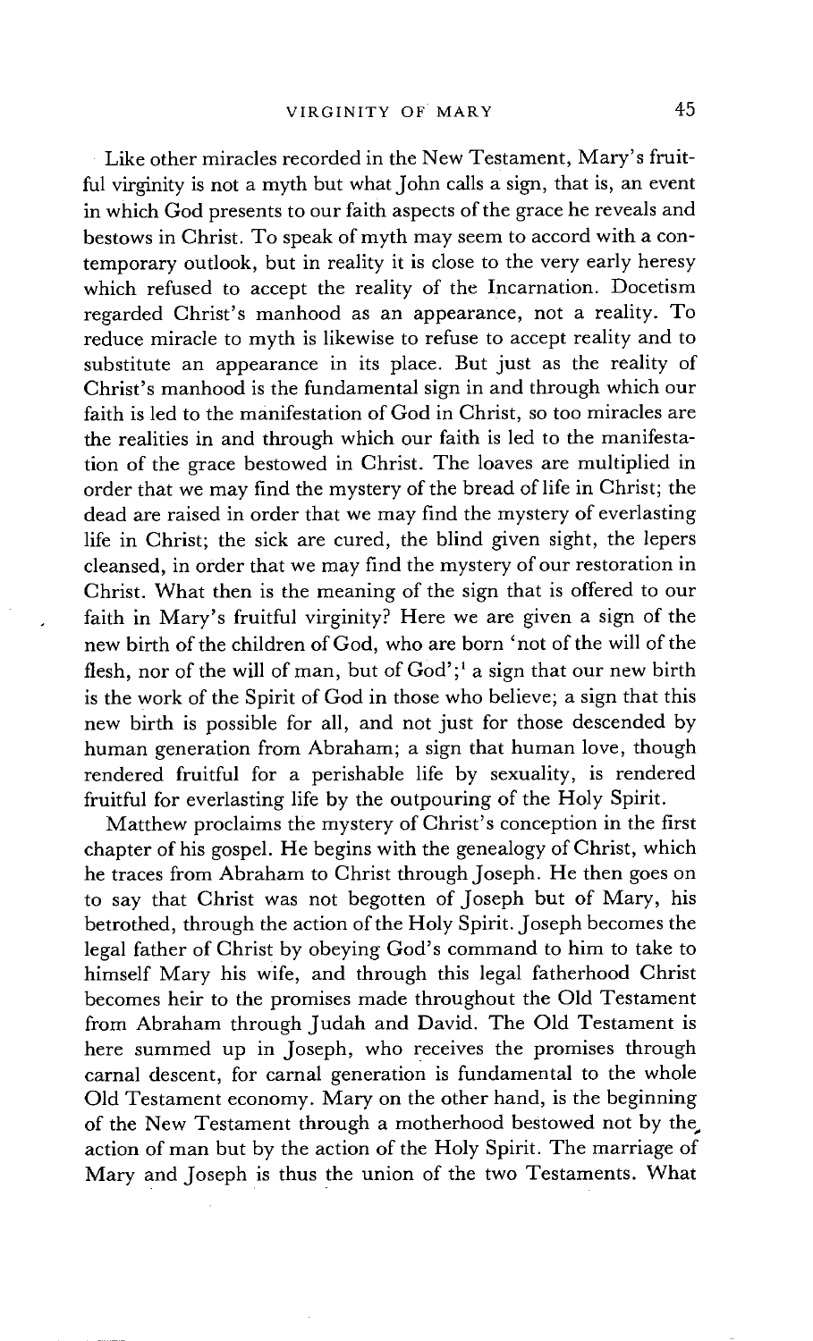Like other miracles recorded in the New Testament, Mary's fruitful virginity is not a myth but what John calls a sign, that is, an event in which God presents to our faith aspects of the grace he reveals and bestows in Christ. To speak of myth may seem to accord with a contemporary outlook, but in reality it is close to the very early heresy which refused to accept the reality of the Incarnation. Docetism regarded Christ's manhood as an appearance, not a reality. To reduce miracle to myth is likewise to refuse to accept reality and to substitute an appearance in its place. But just as the reality of Christ's manhood is the fundamental sign in and through which our faith is led to the manifestation of God in Christ, so too miracles are the realities in and through which our faith is led to the manifestation of the grace bestowed in Christ. The loaves are multiplied in order that we may find the mystery of the bread of life in Christ; the dead are raised in order that we may find the mystery of everlasting life in Christ; the sick are cured, the blind given sight, the lepers cleansed, in order that we may find the mystery of our restoration in Christ. What then is the meaning of the sign that is offered to our faith in Mary's fruitful virginity? Here we are given a sign of the new birth of the children of God, who are born 'not of the will of the flesh, nor of the will of man, but of God';[1] a sign that our new birth is the work of the Spirit of God in those who believe; a sign that this new birth is possible for all, and not just for those descended by human generation from Abraham; a sign that human love, though rendered fruitful for a perishable life by sexuality, is rendered fruitful for everlasting life by the outpouring of the Holy Spirit.

Matthew proclaims the mystery of Christ's conception in the first chapter of his gospel. He begins with the genealogy of Christ, which he traces from Abraham to Christ through Joseph. He then goes on to say that Christ was not begotten of Joseph but of Mary, his betrothed, through the action of the Holy Spirit. Joseph becomes the legal father of Christ by obeying God's command to him to take to himself Mary his wife, and through this legal fatherhood Christ becomes heir to the promises made throughout the Old Testament from Abraham through Judah and David. The Old Testament is here summed up in Joseph, who receives the promises through carnal descent, for carnal generation is fundamental to the whole Old Testament economy. Mary on the other hand, is the beginning of the New Testament through a motherhood bestowed not by the action of man but by the action of the Holy Spirit. The marriage of Mary and Joseph is thus the union of the two Testaments. What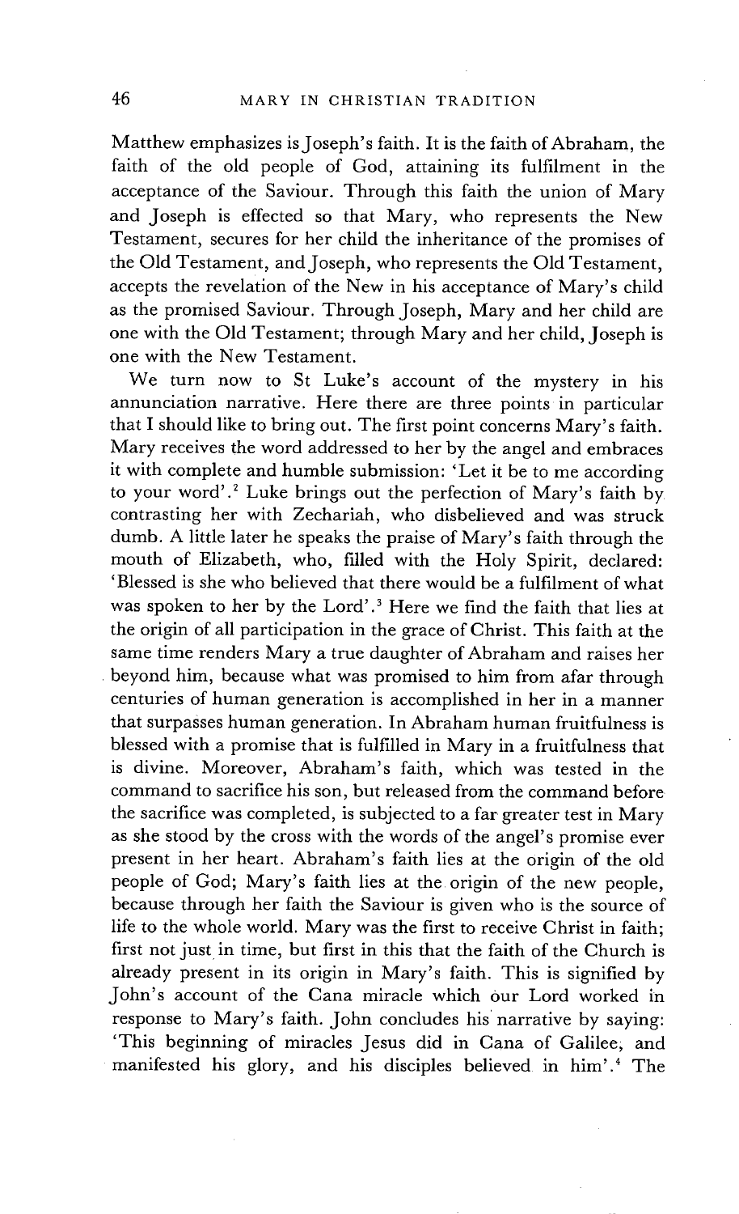Matthew emphasizes is Joseph's faith. It is the faith of Abraham, the faith of the old people of God, attaining its fulfilment in the acceptance of the Saviour. Through this faith the union of Mary and Joseph is effected so that Mary, who represents the New Testament, secures for her child the inheritance of the promises of the Old Testament, and Joseph, who represents the Old Testament, accepts the revelation of the New in his acceptance of Mary's child as the promised Saviour. Through Joseph, Mary and her child are one with the Old Testament; through Mary and her child, Joseph is one with the New Testament.

We turn now to St Luke's account of the mystery in his annunciation narrative. Here there are three points in particular that I should like to bring out. The first point concerns Mary's faith. Mary receives the word addressed to her by the angel and embraces it with complete and humble submission: 'Let it be to me according to your word'.[2] Luke brings out the perfection of Mary's faith by contrasting her with Zechariah, who disbelieved and was struck dumb. A little later he speaks the praise of Mary's faith through the mouth of Elizabeth, who, filled with the Holy Spirit, declared: 'Blessed is she who believed that there would be a fulfilment of what was spoken to her by the Lord'.[3] Here we find the faith that lies at the origin of all participation in the grace of Christ. This faith at the same time renders Mary a true daughter of Abraham and raises her beyond him, because what was promised to him from afar through centuries of human generation is accomplished in her in a manner that surpasses human generation. In Abraham human fruitfulness is blessed with a promise that is fulfilled in Mary in a fruitfulness that is divine. Moreover, Abraham's faith, which was tested in the command to sacrifice his son, but released from the command before the sacrifice was completed, is subjected to a far greater test in Mary as she stood by the cross with the words of the angel's promise ever present in her heart. Abraham's faith lies at the origin of the old people of God; Mary's faith lies at the origin of the new people, because through her faith the Saviour is given who is the source of life to the whole world. Mary was the first to receive Christ in faith; first not just in time, but first in this that the faith of the Church is already present in its origin in Mary's faith. This is signified by John's account of the Cana miracle which our Lord worked in response to Mary's faith. John concludes his narrative by saying: 'This beginning of miracles Jesus did in Cana of Galilee, and manifested his glory, and his disciples believed in him'.[4] The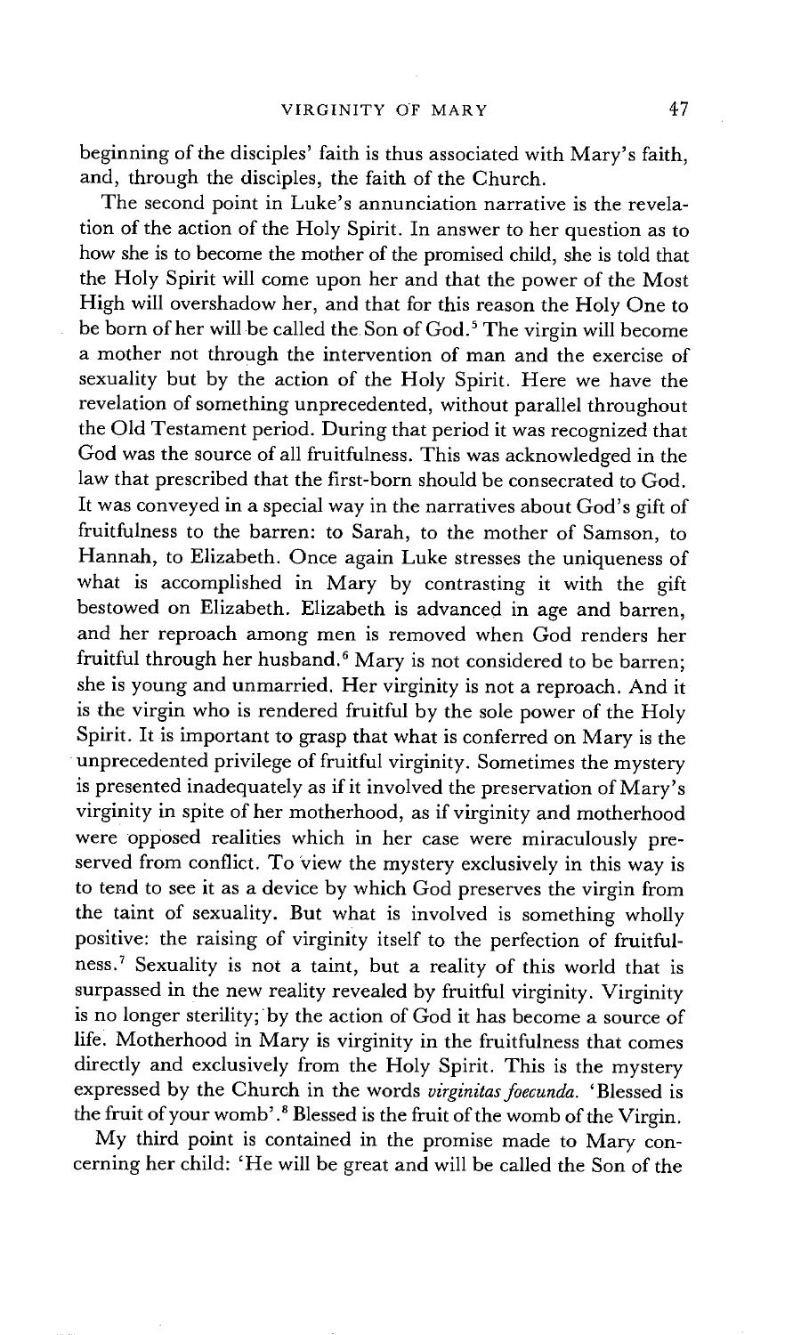beginning of the disciples' faith is thus associated with Mary's faith, and, through the disciples, the faith of the Church.

The second point in Luke's annunciation narrative is the revelation of the action of the Holy Spirit. In answer to her question as to how she is to become the mother of the promised child, she is told that the Holy Spirit will come upon her and that the power of the Most High will overshadow her, and that for this reason the Holy One to be born of her will be called the Son of God.[5] The virgin will become a mother not through the intervention of man and the exercise of sexuality but by the action of the Holy Spirit. Here we have the revelation of something unprecedented, without parallel throughout the Old Testament period. During that period it was recognized that God was the source of all fruitfulness. This was acknowledged in the law that prescribed that the first-born should be consecrated to God. It was conveyed in a special way in the narratives about God's gift of fruitfulness to the barren: to Sarah, to the mother of Samson, to Hannah, to Elizabeth. Once again Luke stresses the uniqueness of what is accomplished in Mary by contrasting it with the gift bestowed on Elizabeth. Elizabeth is advanced in age and barren, and her reproach among men is removed when God renders her fruitful through her husband.[6] Mary is not considered to be barren; she is young and unmarried. Her virginity is not a reproach. And it is the virgin who is rendered fruitful by the sole power of the Holy Spirit. It is important to grasp that what is conferred on Mary is the unprecedented privilege of fruitful virginity. Sometimes the mystery is presented inadequately as if it involved the preservation of Mary's virginity in spite of her motherhood, as if virginity and motherhood were opposed realities which in her case were miraculously preserved from conflict. To view the mystery exclusively in this way is to tend to see it as a device by which God preserves the virgin from the taint of sexuality. But what is involved is something wholly positive: the raising of virginity itself to the perfection of fruitfulness.[7] Sexuality is not a taint, but a reality of this world that is surpassed in the new reality revealed by fruitful virginity. Virginity is no longer sterility; by the action of God it has become a source of life. Motherhood in Mary is virginity in the fruitfulness that comes directly and exclusively from the Holy Spirit. This is the mystery expressed by the Church in the words *virginitas foecunda*. 'Blessed is the fruit of your womb'.[8] Blessed is the fruit of the womb of the Virgin.

My third point is contained in the promise made to Mary concerning her child: 'He will be great and will be called the Son of the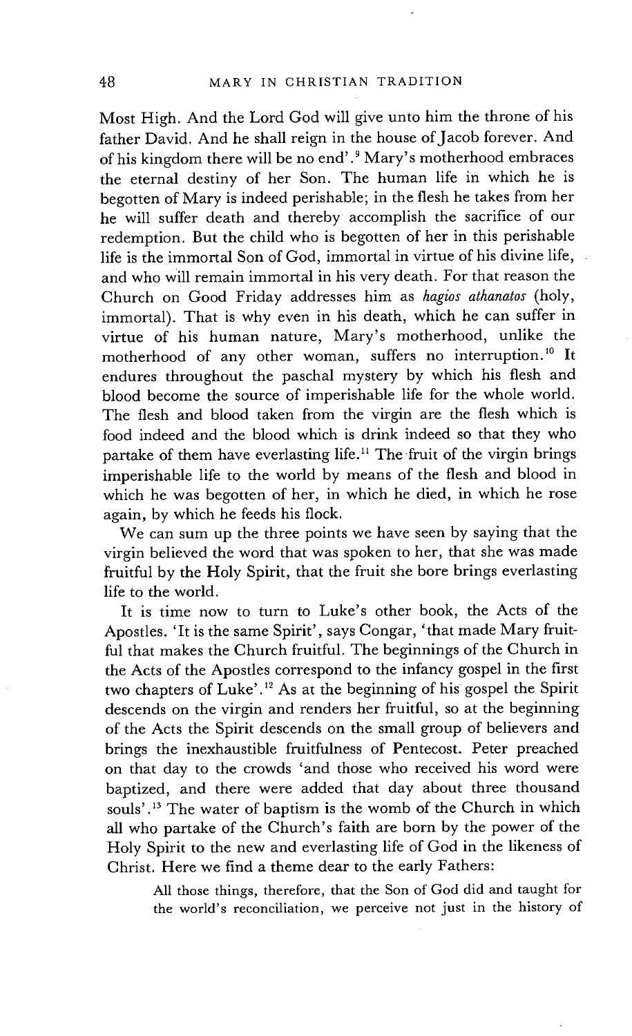Most High. And the Lord God will give unto him the throne of his father David. And he shall reign in the house of Jacob forever. And of his kingdom there will be no end'.[9] Mary's motherhood embraces the eternal destiny of her Son. The human life in which he is begotten of Mary is indeed perishable; in the flesh he takes from her he will suffer death and thereby accomplish the sacrifice of our redemption. But the child who is begotten of her in this perishable life is the immortal Son of God, immortal in virtue of his divine life, and who will remain immortal in his very death. For that reason the Church on Good Friday addresses him as *hagios athanatos* (holy, immortal). That is why even in his death, which he can suffer in virtue of his human nature, Mary's motherhood, unlike the motherhood of any other woman, suffers no interruption.[10] It endures throughout the paschal mystery by which his flesh and blood become the source of imperishable life for the whole world. The flesh and blood taken from the virgin are the flesh which is food indeed and the blood which is drink indeed so that they who partake of them have everlasting life.[11] The fruit of the virgin brings imperishable life to the world by means of the flesh and blood in which he was begotten of her, in which he died, in which he rose again, by which he feeds his flock.

We can sum up the three points we have seen by saying that the virgin believed the word that was spoken to her, that she was made fruitful by the Holy Spirit, that the fruit she bore brings everlasting life to the world.

It is time now to turn to Luke's other book, the Acts of the Apostles. 'It is the same Spirit', says Congar, 'that made Mary fruitful that makes the Church fruitful. The beginnings of the Church in the Acts of the Apostles correspond to the infancy gospel in the first two chapters of Luke'.[12] As at the beginning of his gospel the Spirit descends on the virgin and renders her fruitful, so at the beginning of the Acts the Spirit descends on the small group of believers and brings the inexhaustible fruitfulness of Pentecost. Peter preached on that day to the crowds 'and those who received his word were baptized, and there were added that day about three thousand souls'.[13] The water of baptism is the womb of the Church in which all who partake of the Church's faith are born by the power of the Holy Spirit to the new and everlasting life of God in the likeness of Christ. Here we find a theme dear to the early Fathers:

> All those things, therefore, that the Son of God did and taught for the world's reconciliation, we perceive not just in the history of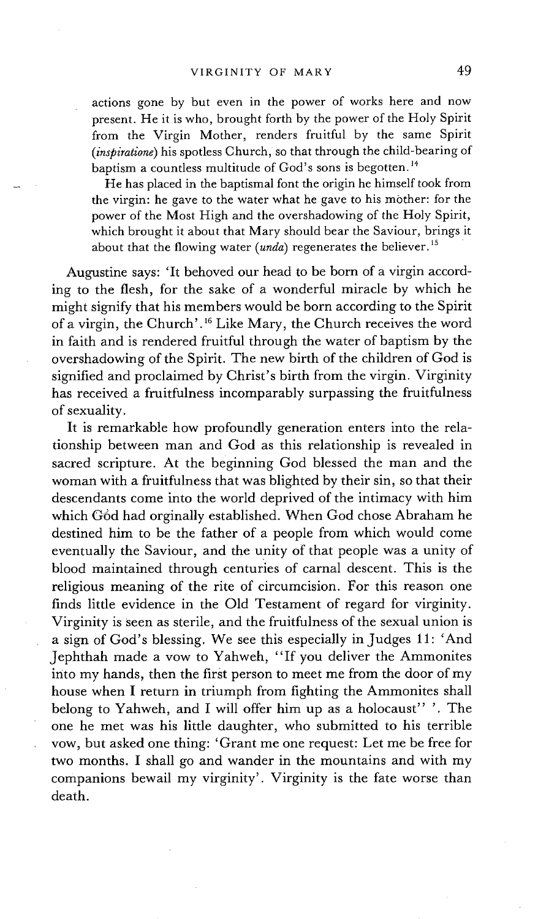actions gone by but even in the power of works here and now present. He it is who, brought forth by the power of the Holy Spirit from the Virgin Mother, renders fruitful by the same Spirit (*inspiratione*) his spotless Church, so that through the child-bearing of baptism a countless multitude of God's sons is begotten.[14]

He has placed in the baptismal font the origin he himself took from the virgin: he gave to the water what he gave to his mother: for the power of the Most High and the overshadowing of the Holy Spirit, which brought it about that Mary should bear the Saviour, brings it about that the flowing water (*unda*) regenerates the believer.[15]

Augustine says: 'It behoved our head to be born of a virgin according to the flesh, for the sake of a wonderful miracle by which he might signify that his members would be born according to the Spirit of a virgin, the Church'.[16] Like Mary, the Church receives the word in faith and is rendered fruitful through the water of baptism by the overshadowing of the Spirit. The new birth of the children of God is signified and proclaimed by Christ's birth from the virgin. Virginity has received a fruitfulness incomparably surpassing the fruitfulness of sexuality.

It is remarkable how profoundly generation enters into the relationship between man and God as this relationship is revealed in sacred scripture. At the beginning God blessed the man and the woman with a fruitfulness that was blighted by their sin, so that their descendants come into the world deprived of the intimacy with him which God had orginally established. When God chose Abraham he destined him to be the father of a people from which would come eventually the Saviour, and the unity of that people was a unity of blood maintained through centuries of carnal descent. This is the religious meaning of the rite of circumcision. For this reason one finds little evidence in the Old Testament of regard for virginity. Virginity is seen as sterile, and the fruitfulness of the sexual union is a sign of God's blessing. We see this especially in Judges 11: 'And Jephthah made a vow to Yahweh, "If you deliver the Ammonites into my hands, then the first person to meet me from the door of my house when I return in triumph from fighting the Ammonites shall belong to Yahweh, and I will offer him up as a holocaust" '. The one he met was his little daughter, who submitted to his terrible vow, but asked one thing: 'Grant me one request: Let me be free for two months. I shall go and wander in the mountains and with my companions bewail my virginity'. Virginity is the fate worse than death.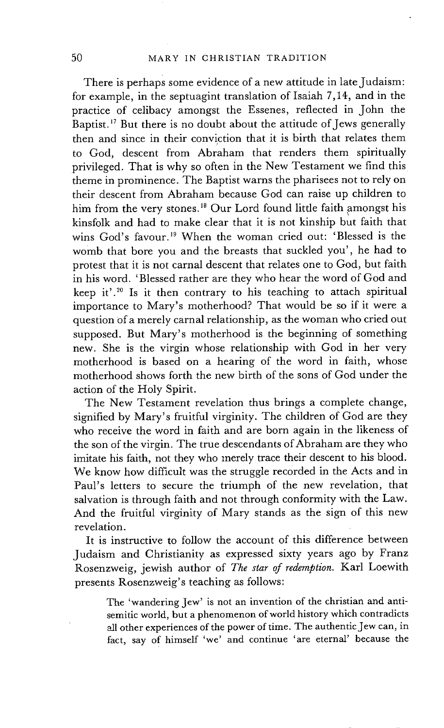There is perhaps some evidence of a new attitude in late Judaism: for example, in the septuagint translation of Isaiah 7,14, and in the practice of celibacy amongst the Essenes, reflected in John the Baptist.[17] But there is no doubt about the attitude of Jews generally then and since in their conviction that it is birth that relates them to God, descent from Abraham that renders them spiritually privileged. That is why so often in the New Testament we find this theme in prominence. The Baptist warns the pharisees not to rely on their descent from Abraham because God can raise up children to him from the very stones.[18] Our Lord found little faith amongst his kinsfolk and had to make clear that it is not kinship but faith that wins God's favour.[19] When the woman cried out: 'Blessed is the womb that bore you and the breasts that suckled you', he had to protest that it is not carnal descent that relates one to God, but faith in his word. 'Blessed rather are they who hear the word of God and keep it'.[20] Is it then contrary to his teaching to attach spiritual importance to Mary's motherhood? That would be so if it were a question of a merely carnal relationship, as the woman who cried out supposed. But Mary's motherhood is the beginning of something new. She is the virgin whose relationship with God in her very motherhood is based on a hearing of the word in faith, whose motherhood shows forth the new birth of the sons of God under the action of the Holy Spirit.

The New Testament revelation thus brings a complete change, signified by Mary's fruitful virginity. The children of God are they who receive the word in faith and are born again in the likeness of the son of the virgin. The true descendants of Abraham are they who imitate his faith, not they who merely trace their descent to his blood. We know how difficult was the struggle recorded in the Acts and in Paul's letters to secure the triumph of the new revelation, that salvation is through faith and not through conformity with the Law. And the fruitful virginity of Mary stands as the sign of this new revelation.

It is instructive to follow the account of this difference between Judaism and Christianity as expressed sixty years ago by Franz Rosenzweig, jewish author of *The star of redemption*. Karl Loewith presents Rosenzweig's teaching as follows:

> The 'wandering Jew' is not an invention of the christian and antisemitic world, but a phenomenon of world history which contradicts all other experiences of the power of time. The authentic Jew can, in fact, say of himself 'we' and continue 'are eternal' because the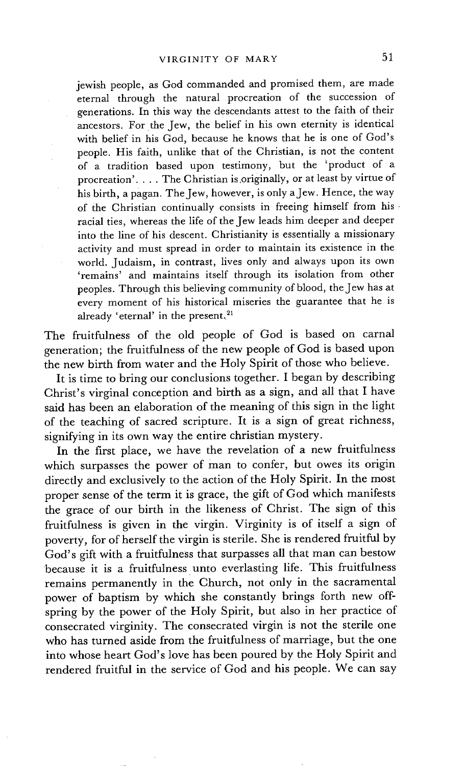> jewish people, as God commanded and promised them, are made eternal through the natural procreation of the succession of generations. In this way the descendants attest to the faith of their ancestors. For the Jew, the belief in his own eternity is identical with belief in his God, because he knows that he is one of God's people. His faith, unlike that of the Christian, is not the content of a tradition based upon testimony, but the 'product of a procreation'. . . . The Christian is originally, or at least by virtue of his birth, a pagan. The Jew, however, is only a Jew. Hence, the way of the Christian continually consists in freeing himself from his racial ties, whereas the life of the Jew leads him deeper and deeper into the line of his descent. Christianity is essentially a missionary activity and must spread in order to maintain its existence in the world. Judaism, in contrast, lives only and always upon its own 'remains' and maintains itself through its isolation from other peoples. Through this believing community of blood, the Jew has at every moment of his historical miseries the guarantee that he is already 'eternal' in the present.[21]

The fruitfulness of the old people of God is based on carnal generation; the fruitfulness of the new people of God is based upon the new birth from water and the Holy Spirit of those who believe.

It is time to bring our conclusions together. I began by describing Christ's virginal conception and birth as a sign, and all that I have said has been an elaboration of the meaning of this sign in the light of the teaching of sacred scripture. It is a sign of great richness, signifying in its own way the entire christian mystery.

In the first place, we have the revelation of a new fruitfulness which surpasses the power of man to confer, but owes its origin directly and exclusively to the action of the Holy Spirit. In the most proper sense of the term it is grace, the gift of God which manifests the grace of our birth in the likeness of Christ. The sign of this fruitfulness is given in the virgin. Virginity is of itself a sign of poverty, for of herself the virgin is sterile. She is rendered fruitful by God's gift with a fruitfulness that surpasses all that man can bestow because it is a fruitfulness unto everlasting life. This fruitfulness remains permanently in the Church, not only in the sacramental power of baptism by which she constantly brings forth new offspring by the power of the Holy Spirit, but also in her practice of consecrated virginity. The consecrated virgin is not the sterile one who has turned aside from the fruitfulness of marriage, but the one into whose heart God's love has been poured by the Holy Spirit and rendered fruitful in the service of God and his people. We can say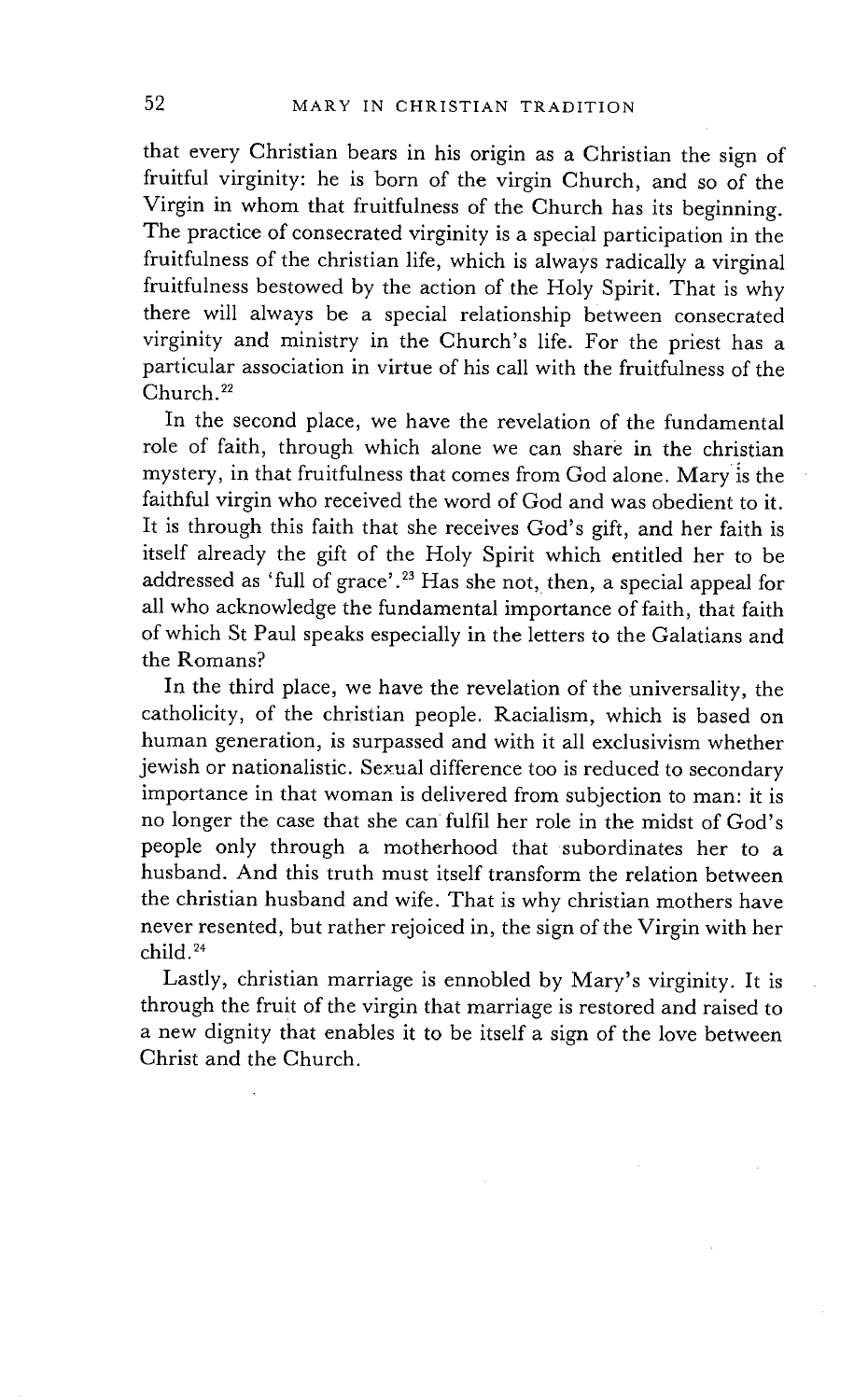that every Christian bears in his origin as a Christian the sign of fruitful virginity: he is born of the virgin Church, and so of the Virgin in whom that fruitfulness of the Church has its beginning. The practice of consecrated virginity is a special participation in the fruitfulness of the christian life, which is always radically a virginal fruitfulness bestowed by the action of the Holy Spirit. That is why there will always be a special relationship between consecrated virginity and ministry in the Church's life. For the priest has a particular association in virtue of his call with the fruitfulness of the Church.[22]

In the second place, we have the revelation of the fundamental role of faith, through which alone we can share in the christian mystery, in that fruitfulness that comes from God alone. Mary is the faithful virgin who received the word of God and was obedient to it. It is through this faith that she receives God's gift, and her faith is itself already the gift of the Holy Spirit which entitled her to be addressed as 'full of grace'.[23] Has she not, then, a special appeal for all who acknowledge the fundamental importance of faith, that faith of which St Paul speaks especially in the letters to the Galatians and the Romans?

In the third place, we have the revelation of the universality, the catholicity, of the christian people. Racialism, which is based on human generation, is surpassed and with it all exclusivism whether jewish or nationalistic. Sexual difference too is reduced to secondary importance in that woman is delivered from subjection to man: it is no longer the case that she can fulfil her role in the midst of God's people only through a motherhood that subordinates her to a husband. And this truth must itself transform the relation between the christian husband and wife. That is why christian mothers have never resented, but rather rejoiced in, the sign of the Virgin with her child.[24]

Lastly, christian marriage is ennobled by Mary's virginity. It is through the fruit of the virgin that marriage is restored and raised to a new dignity that enables it to be itself a sign of the love between Christ and the Church.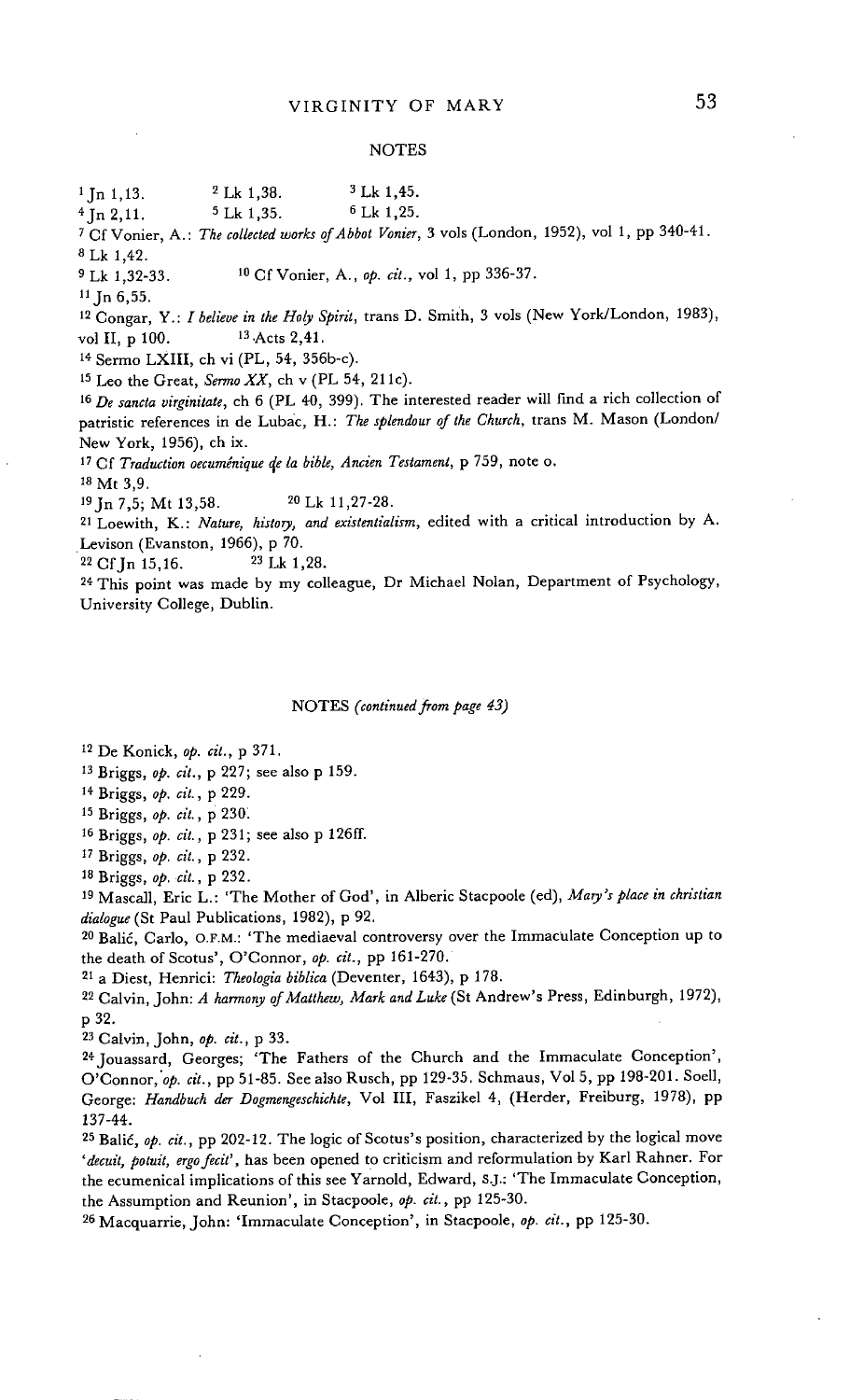## NOTES

[1] Jn 1,13. [2] Lk 1,38. [3] Lk 1,45.
[4] Jn 2,11. [5] Lk 1,35. [6] Lk 1,25.
[7] Cf Vonier, A.: *The collected works of Abbot Vonier*, 3 vols (London, 1952), vol 1, pp 340-41.
[8] Lk 1,42.
[9] Lk 1,32-33. [10] Cf Vonier, A., *op. cit.*, vol 1, pp 336-37.
[11] Jn 6,55.
[12] Congar, Y.: *I believe in the Holy Spirit*, trans D. Smith, 3 vols (New York/London, 1983), vol II, p 100. [13] Acts 2,41.
[14] Sermo LXIII, ch vi (PL, 54, 356b-c).
[15] Leo the Great, *Sermo XX*, ch v (PL 54, 211c).
[16] *De sancta virginitate*, ch 6 (PL 40, 399). The interested reader will find a rich collection of patristic references in de Lubac, H.: *The splendour of the Church*, trans M. Mason (London/New York, 1956), ch ix.
[17] Cf *Traduction oecuménique de la bible, Ancien Testament*, p 759, note o.
[18] Mt 3,9.
[19] Jn 7,5; Mt 13,58. [20] Lk 11,27-28.
[21] Loewith, K.: *Nature, history, and existentialism*, edited with a critical introduction by A. Levison (Evanston, 1966), p 70.
[22] Cf Jn 15,16. [23] Lk 1,28.
[24] This point was made by my colleague, Dr Michael Nolan, Department of Psychology, University College, Dublin.

## NOTES *(continued from page 43)*

[12] De Konick, *op. cit.*, p 371.
[13] Briggs, *op. cit.*, p 227; see also p 159.
[14] Briggs, *op. cit.*, p 229.
[15] Briggs, *op. cit.*, p 230.
[16] Briggs, *op. cit.*, p 231; see also p 126ff.
[17] Briggs, *op. cit.*, p 232.
[18] Briggs, *op. cit.*, p 232.
[19] Mascall, Eric L.: 'The Mother of God', in Alberic Stacpoole (ed), *Mary's place in christian dialogue* (St Paul Publications, 1982), p 92.
[20] Balić, Carlo, O.F.M.: 'The mediaeval controversy over the Immaculate Conception up to the death of Scotus', O'Connor, *op. cit.*, pp 161-270.
[21] a Diest, Henrici: *Theologia biblica* (Deventer, 1643), p 178.
[22] Calvin, John: *A harmony of Matthew, Mark and Luke* (St Andrew's Press, Edinburgh, 1972), p 32.
[23] Calvin, John, *op. cit.*, p 33.
[24] Jouassard, Georges; 'The Fathers of the Church and the Immaculate Conception', O'Connor, *op. cit.*, pp 51-85. See also Rusch, pp 129-35. Schmaus, Vol 5, pp 198-201. Soell, George: *Handbuch der Dogmengeschichte*, Vol III, Faszikel 4, (Herder, Freiburg, 1978), pp 137-44.
[25] Balić, *op. cit.*, pp 202-12. The logic of Scotus's position, characterized by the logical move '*decuit, potuit, ergo fecit*', has been opened to criticism and reformulation by Karl Rahner. For the ecumenical implications of this see Yarnold, Edward, S.J.: 'The Immaculate Conception, the Assumption and Reunion', in Stacpoole, *op. cit.*, pp 125-30.
[26] Macquarrie, John: 'Immaculate Conception', in Stacpoole, *op. cit.*, pp 125-30.